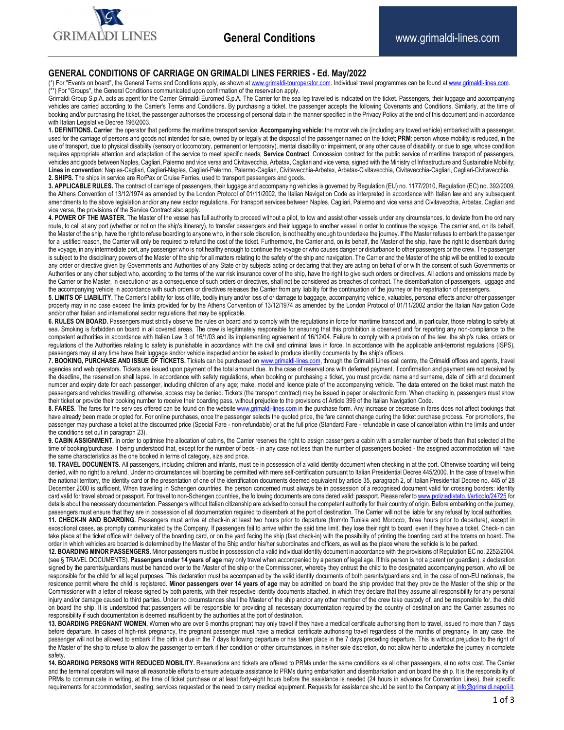# GENERAL CONDITIONS OF CARRIAGE ON GRIMALDI LINES FERRIES - Ed. May/2022

(*) For "Events on board", the General Terms and Conditions apply, as shown at www.grimaldi-touroperator.com. Individual travel programmes can be found at www.grimaldi-lines.com.
(**) For "Groups", the General Conditions communicated upon confirmation of the reservation apply.

Grimaldi Group S.p.A. acts as agent for the Carrier Grimaldi Euromed S.p.A. The Carrier for the sea leg travelled is indicated on the ticket. Passengers, their luggage and accompanying vehicles are carried according to the Carrier's Terms and Conditions. By purchasing a ticket, the passenger accepts the following Covenants and Conditions. Similarly, at the time of booking and/or purchasing the ticket, the passenger authorises the processing of personal data in the manner specified in the Privacy Policy at the end of this document and in accordance with Italian Legislative Decree 196/2003.

**1. DEFINITIONS. Carrier**: the operator that performs the maritime transport service; **Accompanying vehicle**: the motor vehicle (including any towed vehicle) embarked with a passenger, used for the carriage of persons and goods not intended for sale, owned by or legally at the disposal of the passenger named on the ticket; **PRM**: person whose mobility is reduced, in the use of transport, due to physical disability (sensory or locomotory, permanent or temporary), mental disability or impairment, or any other cause of disability, or due to age, whose condition requires appropriate attention and adaptation of the service to meet specific needs; **Service Contract**: Concession contract for the public service of maritime transport of passengers, vehicles and goods between Naples, Cagliari, Palermo and vice versa and Civitavecchia, Arbatax, Cagliari and vice versa, signed with the Ministry of Infrastructure and Sustainable Mobility; **Lines in convention**: Naples-Cagliari, Cagliari-Naples, Cagliari-Palermo, Palermo-Cagliari, Civitavecchia-Arbatax, Arbatax-Civitavecchia, Civitavecchia-Cagliari, Cagliari-Civitavecchia.

**2. SHIPS.** The ships in service are Ro/Pax or Cruise Ferries, used to transport passengers and goods.

**3. APPLICABLE RULES.** The contract of carriage of passengers, their luggage and accompanying vehicles is governed by Regulation (EU) no. 1177/2010, Regulation (EC) no. 392/2009, the Athens Convention of 13/12/1974 as amended by the London Protocol of 01/11/2002, the Italian Navigation Code as interpreted in accordance with Italian law and any subsequent amendments to the above legislation and/or any new sector regulations. For transport services between Naples, Cagliari, Palermo and vice versa and Civitavecchia, Arbatax, Cagliari and vice versa, the provisions of the Service Contract also apply.

**4. POWER OF THE MASTER.** The Master of the vessel has full authority to proceed without a pilot, to tow and assist other vessels under any circumstances, to deviate from the ordinary route, to call at any port (whether or not on the ship's itinerary), to transfer passengers and their luggage to another vessel in order to continue the voyage. The carrier and, on its behalf, the Master of the ship, have the right to refuse boarding to anyone who, in their sole discretion, is not healthy enough to undertake the journey. If the Master refuses to embark the passenger for a justified reason, the Carrier will only be required to refund the cost of the ticket. Furthermore, the Carrier and, on its behalf, the Master of the ship, have the right to disembark during the voyage, in any intermediate port, any passenger who is not healthy enough to continue the voyage or who causes danger or disturbance to other passengers or the crew. The passenger is subject to the disciplinary powers of the Master of the ship for all matters relating to the safety of the ship and navigation. The Carrier and the Master of the ship will be entitled to execute any order or directive given by Governments and Authorities of any State or by subjects acting or declaring that they are acting on behalf of or with the consent of such Governments or Authorities or any other subject who, according to the terms of the war risk insurance cover of the ship, have the right to give such orders or directives. All actions and omissions made by the Carrier or the Master, in execution or as a consequence of such orders or directives, shall not be considered as breaches of contract. The disembarkation of passengers, luggage and the accompanying vehicle in accordance with such orders or directives releases the Carrier from any liability for the continuation of the journey or the repatriation of passengers.

**5. LIMITS OF LIABILITY.** The Carrier's liability for loss of life, bodily injury and/or loss of or damage to baggage, accompanying vehicle, valuables, personal effects and/or other passenger property may in no case exceed the limits provided for by the Athens Convention of 13/12/1974 as amended by the London Protocol of 01/11/2002 and/or the Italian Navigation Code and/or other Italian and international sector regulations that may be applicable.

**6. RULES ON BOARD.** Passengers must strictly observe the rules on board and to comply with the regulations in force for maritime transport and, in particular, those relating to safety at sea. Smoking is forbidden on board in all covered areas. The crew is legitimately responsible for ensuring that this prohibition is observed and for reporting any non-compliance to the competent authorities in accordance with Italian Law 3 of 16/1/03 and its implementing agreement of 16/12/04. Failure to comply with a provision of the law, the ship's rules, orders or regulations of the Authorities relating to safety is punishable in accordance with the civil and criminal laws in force. In accordance with the applicable anti-terrorist regulations (ISPS), passengers may at any time have their luggage and/or vehicle inspected and/or be asked to produce identity documents by the ship's officers.

**7. BOOKING, PURCHASE AND ISSUE OF TICKETS.** Tickets can be purchased on www.grimaldi-lines.com, through the Grimaldi Lines call centre, the Grimaldi offices and agents, travel agencies and web operators. Tickets are issued upon payment of the total amount due. In the case of reservations with deferred payment, if confirmation and payment are not received by the deadline, the reservation shall lapse. In accordance with safety regulations, when booking or purchasing a ticket, you must provide: name and surname, date of birth and document number and expiry date for each passenger, including children of any age; make, model and licence plate of the accompanying vehicle. The data entered on the ticket must match the passengers and vehicles travelling; otherwise, access may be denied. Tickets (the transport contract) may be issued in paper or electronic form. When checking in, passengers must show their ticket or provide their booking number to receive their boarding pass, without prejudice to the provisions of Article 399 of the Italian Navigation Code.

**8. FARES.** The fares for the services offered can be found on the website www.grimaldi-lines.com in the purchase form. Any increase or decrease in fares does not affect bookings that have already been made or opted for. For online purchases, once the passenger selects the quoted price, the fare cannot change during the ticket purchase process. For promotions, the passenger may purchase a ticket at the discounted price (Special Fare - non-refundable) or at the full price (Standard Fare - refundable in case of cancellation within the limits and under the conditions set out in paragraph 23).

**9. CABIN ASSIGNMENT.** In order to optimise the allocation of cabins, the Carrier reserves the right to assign passengers a cabin with a smaller number of beds than that selected at the time of booking/purchase, it being understood that, except for the number of beds - in any case not less than the number of passengers booked - the assigned accommodation will have the same characteristics as the one booked in terms of category, size and price.

**10. TRAVEL DOCUMENTS.** All passengers, including children and infants, must be in possession of a valid identity document when checking in at the port. Otherwise boarding will being denied, with no right to a refund. Under no circumstances will boarding be permitted with mere self-certification pursuant to Italian Presidential Decree 445/2000. In the case of travel within the national territory, the identity card or the presentation of one of the identification documents deemed equivalent by article 35, paragraph 2, of Italian Presidential Decree no. 445 of 28 December 2000 is sufficient. When travelling in Schengen countries, the person concerned must always be in possession of a recognised document valid for crossing borders: identity card valid for travel abroad or passport. For travel to non-Schengen countries, the following documents are considered valid: passport. Please refer to www.poliziadistato.it/articolo/24725 for details about the necessary documentation. Passengers without Italian citizenship are advised to consult the competent authority for their country of origin. Before embarking on the journey, passengers must ensure that they are in possession of all documentation required to disembark at the port of destination. The Carrier will not be liable for any refusal by local authorities.

**11. CHECK-IN AND BOARDING.** Passengers must arrive at check-in at least two hours prior to departure (from/to Tunisia and Morocco, three hours prior to departure), except in exceptional cases, as promptly communicated by the Company. If passengers fail to arrive within the said time limit, they lose their right to board, even if they have a ticket. Check-in can take place at the ticket office with delivery of the boarding card, or on the yard facing the ship (fast check-in) with the possibility of printing the boarding card at the totems on board. The order in which vehicles are boarded is determined by the Master of the Ship and/or his/her subordinates and officers, as well as the place where the vehicle is to be parked.

**12. BOARDING MINOR PASSENGERS.** Minor passengers must be in possession of a valid individual identity document in accordance with the provisions of Regulation EC no. 2252/2004. (see § TRAVEL DOCUMENTS). **Passengers under 14 years of age** may only travel when accompanied by a person of legal age. If this person is not a parent (or guardian), a declaration signed by the parents/guardians must be handed over to the Master of the ship or the Commissioner, whereby they entrust the child to the designated accompanying person, who will be responsible for the child for all legal purposes. This declaration must be accompanied by the valid identity documents of both parents/guardians and, in the case of non-EU nationals, the residence permit where the child is registered. **Minor passengers over 14 years of age** may be admitted on board the ship provided that they provide the Master of the ship or the Commissioner with a letter of release signed by both parents, with their respective identity documents attached, in which they declare that they assume all responsibility for any personal injury and/or damage caused to third parties. Under no circumstances shall the Master of the ship and/or any other member of the crew take custody of, and be responsible for, the child on board the ship. It is understood that passengers will be responsible for providing all necessary documentation required by the country of destination and the Carrier assumes no responsibility if such documentation is deemed insufficient by the authorities at the port of destination.

**13. BOARDING PREGNANT WOMEN.** Women who are over 6 months pregnant may only travel if they have a medical certificate authorising them to travel, issued no more than 7 days before departure. In cases of high-risk pregnancy, the pregnant passenger must have a medical certificate authorising travel regardless of the months of pregnancy. In any case, the passenger will not be allowed to embark if the birth is due in the 7 days following departure or has taken place in the 7 days preceding departure. This is without prejudice to the right of the Master of the ship to refuse to allow the passenger to embark if her condition or other circumstances, in his/her sole discretion, do not allow her to undertake the journey in complete safety.

**14. BOARDING PERSONS WITH REDUCED MOBILITY.** Reservations and tickets are offered to PRMs under the same conditions as all other passengers, at no extra cost. The Carrier and the terminal operators will make all reasonable efforts to ensure adequate assistance to PRMs during embarkation and disembarkation and on board the ship. It is the responsibility of PRMs to communicate in writing, at the time of ticket purchase or at least forty-eight hours before the assistance is needed (24 hours in advance for Convention Lines), their specific requirements for accommodation, seating, services requested or the need to carry medical equipment. Requests for assistance should be sent to the Company at info@grimaldi.napoli.it.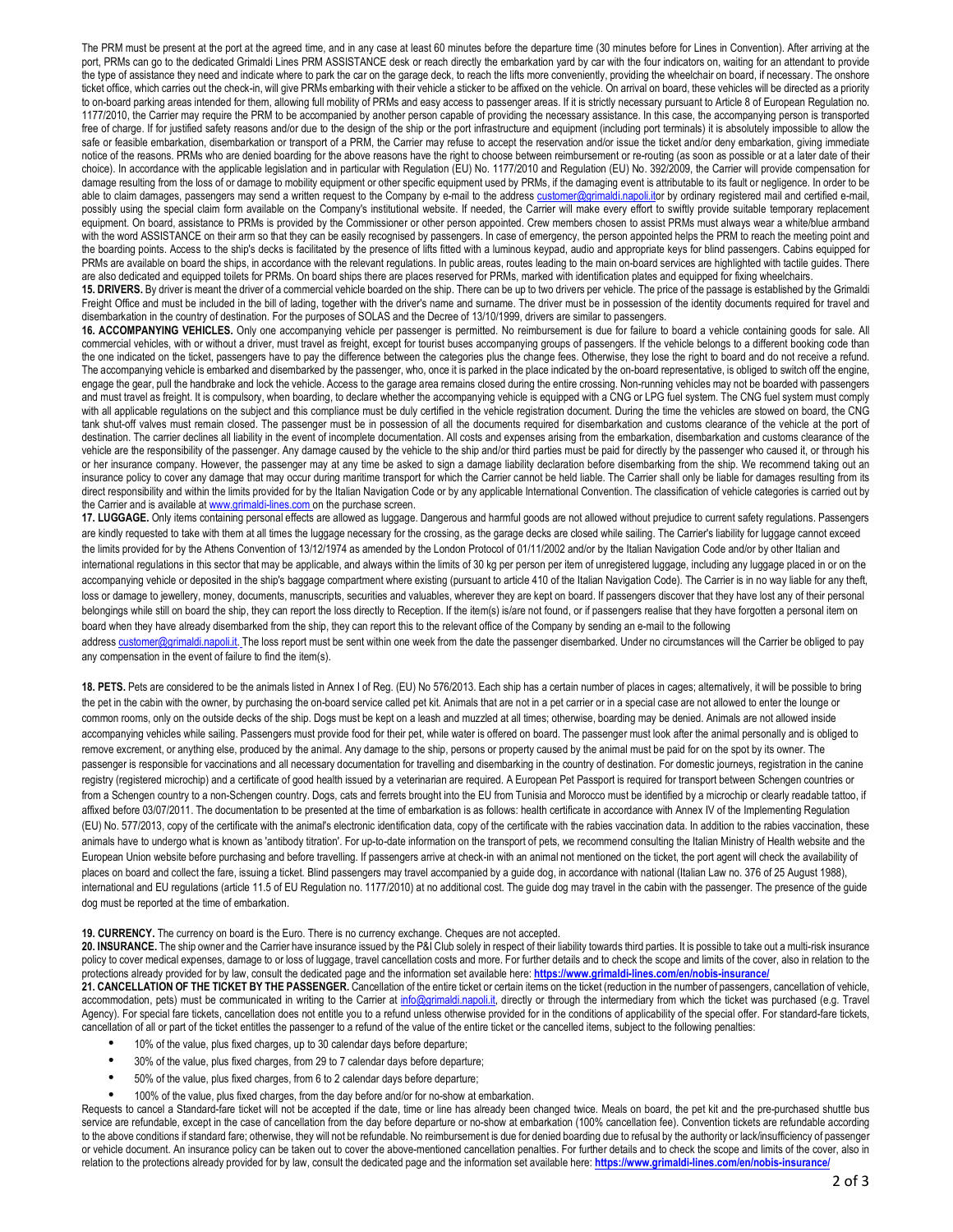The PRM must be present at the port at the agreed time, and in any case at least 60 minutes before the departure time (30 minutes before for Lines in Convention). After arriving at the port, PRMs can go to the dedicated Grimaldi Lines PRM ASSISTANCE desk or reach directly the embarkation yard by car with the four indicators on, waiting for an attendant to provide the type of assistance they need and indicate where to park the car on the garage deck, to reach the lifts more conveniently, providing the wheelchair on board, if necessary. The onshore ticket office, which carries out the check-in, will give PRMs embarking with their vehicle a sticker to be affixed on the vehicle. On arrival on board, these vehicles will be directed as a priority to on-board parking areas intended for them, allowing full mobility of PRMs and easy access to passenger areas. If it is strictly necessary pursuant to Article 8 of European Regulation no. 1177/2010, the Carrier may require the PRM to be accompanied by another person capable of providing the necessary assistance. In this case, the accompanying person is transported free of charge. If for justified safety reasons and/or due to the design of the ship or the port infrastructure and equipment (including port terminals) it is absolutely impossible to allow the safe or feasible embarkation, disembarkation or transport of a PRM, the Carrier may refuse to accept the reservation and/or issue the ticket and/or deny embarkation, giving immediate notice of the reasons. PRMs who are denied boarding for the above reasons have the right to choose between reimbursement or re-routing (as soon as possible or at a later date of their choice). In accordance with the applicable legislation and in particular with Regulation (EU) No. 1177/2010 and Regulation (EU) No. 392/2009, the Carrier will provide compensation for damage resulting from the loss of or damage to mobility equipment or other specific equipment used by PRMs, if the damaging event is attributable to its fault or negligence. In order to be able to claim damages, passengers may send a written request to the Company by e-mail to the address customer@grimaldi.napoli.itor by ordinary registered mail and certified e-mail, possibly using the special claim form available on the Company's institutional website. If needed, the Carrier will make every effort to swiftly provide suitable temporary replacement equipment. On board, assistance to PRMs is provided by the Commissioner or other person appointed. Crew members chosen to assist PRMs must always wear a white/blue armband with the word ASSISTANCE on their arm so that they can be easily recognised by passengers. In case of emergency, the person appointed helps the PRM to reach the meeting point and the boarding points. Access to the ship's decks is facilitated by the presence of lifts fitted with a luminous keypad, audio and appropriate keys for blind passengers. Cabins equipped for PRMs are available on board the ships, in accordance with the relevant regulations. In public areas, routes leading to the main on-board services are highlighted with tactile guides. There are also dedicated and equipped toilets for PRMs. On board ships there are places reserved for PRMs, marked with identification plates and equipped for fixing wheelchairs.

**15. DRIVERS.** By driver is meant the driver of a commercial vehicle boarded on the ship. There can be up to two drivers per vehicle. The price of the passage is established by the Grimaldi Freight Office and must be included in the bill of lading, together with the driver's name and surname. The driver must be in possession of the identity documents required for travel and disembarkation in the country of destination. For the purposes of SOLAS and the Decree of 13/10/1999, drivers are similar to passengers.

**16. ACCOMPANYING VEHICLES.** Only one accompanying vehicle per passenger is permitted. No reimbursement is due for failure to board a vehicle containing goods for sale. All commercial vehicles, with or without a driver, must travel as freight, except for tourist buses accompanying groups of passengers. If the vehicle belongs to a different booking code than the one indicated on the ticket, passengers have to pay the difference between the categories plus the change fees. Otherwise, they lose the right to board and do not receive a refund. The accompanying vehicle is embarked and disembarked by the passenger, who, once it is parked in the place indicated by the on-board representative, is obliged to switch off the engine, engage the gear, pull the handbrake and lock the vehicle. Access to the garage area remains closed during the entire crossing. Non-running vehicles may not be boarded with passengers and must travel as freight. It is compulsory, when boarding, to declare whether the accompanying vehicle is equipped with a CNG or LPG fuel system. The CNG fuel system must comply with all applicable regulations on the subject and this compliance must be duly certified in the vehicle registration document. During the time the vehicles are stowed on board, the CNG tank shut-off valves must remain closed. The passenger must be in possession of all the documents required for disembarkation and customs clearance of the vehicle at the port of destination. The carrier declines all liability in the event of incomplete documentation. All costs and expenses arising from the embarkation, disembarkation and customs clearance of the vehicle are the responsibility of the passenger. Any damage caused by the vehicle to the ship and/or third parties must be paid for directly by the passenger who caused it, or through his or her insurance company. However, the passenger may at any time be asked to sign a damage liability declaration before disembarking from the ship. We recommend taking out an insurance policy to cover any damage that may occur during maritime transport for which the Carrier cannot be held liable. The Carrier shall only be liable for damages resulting from its direct responsibility and within the limits provided for by the Italian Navigation Code or by any applicable International Convention. The classification of vehicle categories is carried out by the Carrier and is available at www.grimaldi-lines.com on the purchase screen.

**17. LUGGAGE.** Only items containing personal effects are allowed as luggage. Dangerous and harmful goods are not allowed without prejudice to current safety regulations. Passengers are kindly requested to take with them at all times the luggage necessary for the crossing, as the garage decks are closed while sailing. The Carrier's liability for luggage cannot exceed the limits provided for by the Athens Convention of 13/12/1974 as amended by the London Protocol of 01/11/2002 and/or by the Italian Navigation Code and/or by other Italian and international regulations in this sector that may be applicable, and always within the limits of 30 kg per person per item of unregistered luggage, including any luggage placed in or on the accompanying vehicle or deposited in the ship's baggage compartment where existing (pursuant to article 410 of the Italian Navigation Code). The Carrier is in no way liable for any theft, loss or damage to jewellery, money, documents, manuscripts, securities and valuables, wherever they are kept on board. If passengers discover that they have lost any of their personal belongings while still on board the ship, they can report the loss directly to Reception. If the item(s) is/are not found, or if passengers realise that they have forgotten a personal item on board when they have already disembarked from the ship, they can report this to the relevant office of the Company by sending an e-mail to the following address customer@grimaldi.napoli.it. The loss report must be sent within one week from the date the passenger disembarked. Under no circumstances will the Carrier be obliged to pay any compensation in the event of failure to find the item(s).

**18. PETS.** Pets are considered to be the animals listed in Annex I of Reg. (EU) No 576/2013. Each ship has a certain number of places in cages; alternatively, it will be possible to bring the pet in the cabin with the owner, by purchasing the on-board service called pet kit. Animals that are not in a pet carrier or in a special case are not allowed to enter the lounge or common rooms, only on the outside decks of the ship. Dogs must be kept on a leash and muzzled at all times; otherwise, boarding may be denied. Animals are not allowed inside accompanying vehicles while sailing. Passengers must provide food for their pet, while water is offered on board. The passenger must look after the animal personally and is obliged to remove excrement, or anything else, produced by the animal. Any damage to the ship, persons or property caused by the animal must be paid for on the spot by its owner. The passenger is responsible for vaccinations and all necessary documentation for travelling and disembarking in the country of destination. For domestic journeys, registration in the canine registry (registered microchip) and a certificate of good health issued by a veterinarian are required. A European Pet Passport is required for transport between Schengen countries or from a Schengen country to a non-Schengen country. Dogs, cats and ferrets brought into the EU from Tunisia and Morocco must be identified by a microchip or clearly readable tattoo, if affixed before 03/07/2011. The documentation to be presented at the time of embarkation is as follows: health certificate in accordance with Annex IV of the Implementing Regulation (EU) No. 577/2013, copy of the certificate with the animal's electronic identification data, copy of the certificate with the rabies vaccination data. In addition to the rabies vaccination, these animals have to undergo what is known as 'antibody titration'. For up-to-date information on the transport of pets, we recommend consulting the Italian Ministry of Health website and the European Union website before purchasing and before travelling. If passengers arrive at check-in with an animal not mentioned on the ticket, the port agent will check the availability of places on board and collect the fare, issuing a ticket. Blind passengers may travel accompanied by a guide dog, in accordance with national (Italian Law no. 376 of 25 August 1988), international and EU regulations (article 11.5 of EU Regulation no. 1177/2010) at no additional cost. The guide dog may travel in the cabin with the passenger. The presence of the guide dog must be reported at the time of embarkation.

**19. CURRENCY.** The currency on board is the Euro. There is no currency exchange. Cheques are not accepted.

**20. INSURANCE.** The ship owner and the Carrier have insurance issued by the P&I Club solely in respect of their liability towards third parties. It is possible to take out a multi-risk insurance policy to cover medical expenses, damage to or loss of luggage, travel cancellation costs and more. For further details and to check the scope and limits of the cover, also in relation to the protections already provided for by law, consult the dedicated page and the information set available here: **https://www.grimaldi-lines.com/en/nobis-insurance/**

**21. CANCELLATION OF THE TICKET BY THE PASSENGER.** Cancellation of the entire ticket or certain items on the ticket (reduction in the number of passengers, cancellation of vehicle, accommodation, pets) must be communicated in writing to the Carrier at info@grimaldi.napoli.it, directly or through the intermediary from which the ticket was purchased (e.g. Travel Agency). For special fare tickets, cancellation does not entitle you to a refund unless otherwise provided for in the conditions of applicability of the special offer. For standard-fare tickets, cancellation of all or part of the ticket entitles the passenger to a refund of the value of the entire ticket or the cancelled items, subject to the following penalties:

- 10% of the value, plus fixed charges, up to 30 calendar days before departure;
- 30% of the value, plus fixed charges, from 29 to 7 calendar days before departure;
- 50% of the value, plus fixed charges, from 6 to 2 calendar days before departure;
- 100% of the value, plus fixed charges, from the day before and/or for no-show at embarkation.

Requests to cancel a Standard-fare ticket will not be accepted if the date, time or line has already been changed twice. Meals on board, the pet kit and the pre-purchased shuttle bus service are refundable, except in the case of cancellation from the day before departure or no-show at embarkation (100% cancellation fee). Convention tickets are refundable according to the above conditions if standard fare; otherwise, they will not be refundable. No reimbursement is due for denied boarding due to refusal by the authority or lack/insufficiency of passenger or vehicle document. An insurance policy can be taken out to cover the above-mentioned cancellation penalties. For further details and to check the scope and limits of the cover, also in relation to the protections already provided for by law, consult the dedicated page and the information set available here: **https://www.grimaldi-lines.com/en/nobis-insurance/**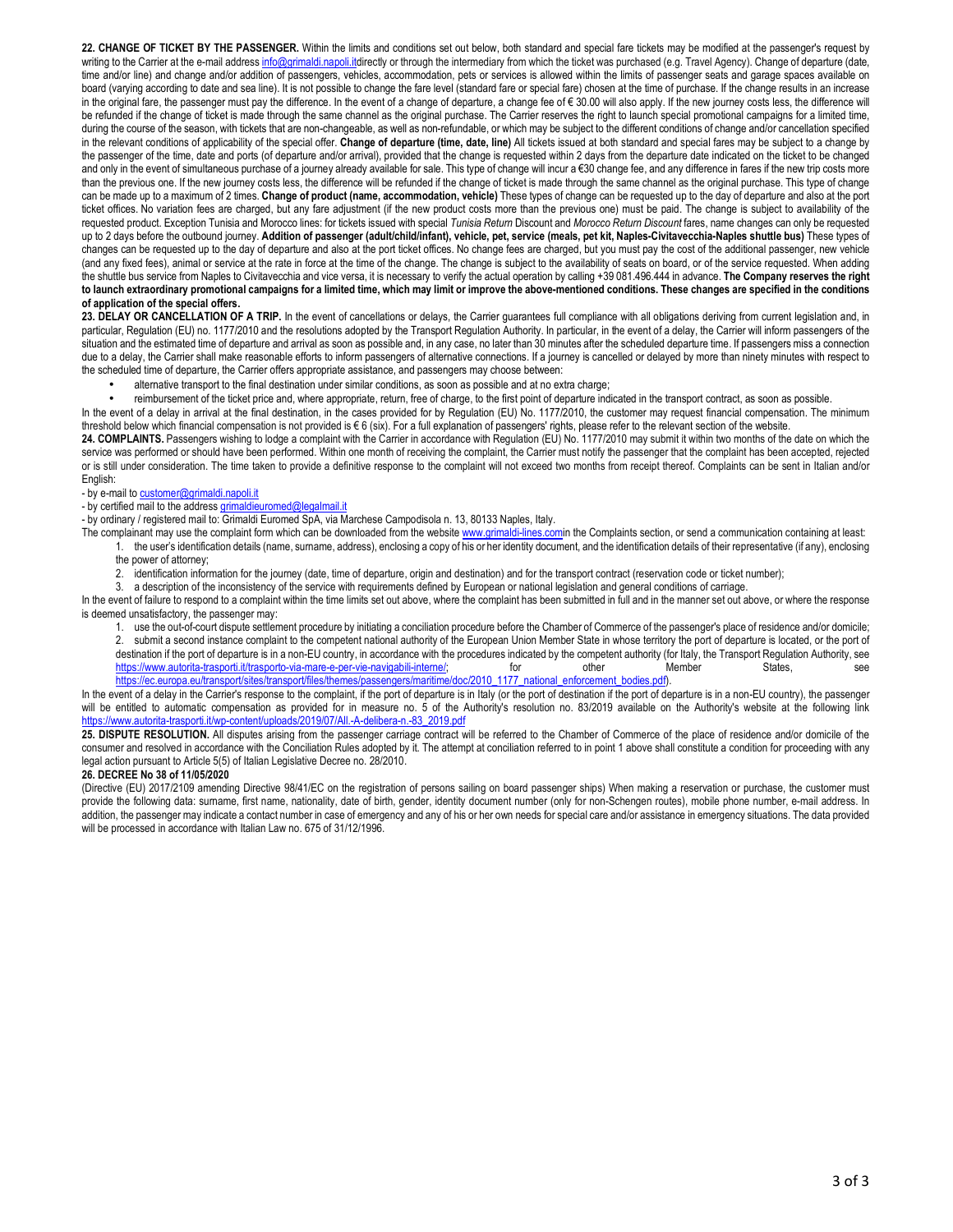**22. CHANGE OF TICKET BY THE PASSENGER.** Within the limits and conditions set out below, both standard and special fare tickets may be modified at the passenger's request by writing to the Carrier at the e-mail address info@grimaldi.napoli.itdirectly or through the intermediary from which the ticket was purchased (e.g. Travel Agency). Change of departure (date, time and/or line) and change and/or addition of passengers, vehicles, accommodation, pets or services is allowed within the limits of passenger seats and garage spaces available on board (varying according to date and sea line). It is not possible to change the fare level (standard fare or special fare) chosen at the time of purchase. If the change results in an increase in the original fare, the passenger must pay the difference. In the event of a change of departure, a change fee of € 30.00 will also apply. If the new journey costs less, the difference will be refunded if the change of ticket is made through the same channel as the original purchase. The Carrier reserves the right to launch special promotional campaigns for a limited time, during the course of the season, with tickets that are non-changeable, as well as non-refundable, or which may be subject to the different conditions of change and/or cancellation specified in the relevant conditions of applicability of the special offer. **Change of departure (time, date, line)** All tickets issued at both standard and special fares may be subject to a change by the passenger of the time, date and ports (of departure and/or arrival), provided that the change is requested within 2 days from the departure date indicated on the ticket to be changed and only in the event of simultaneous purchase of a journey already available for sale. This type of change will incur a €30 change fee, and any difference in fares if the new trip costs more than the previous one. If the new journey costs less, the difference will be refunded if the change of ticket is made through the same channel as the original purchase. This type of change can be made up to a maximum of 2 times. **Change of product (name, accommodation, vehicle)** These types of change can be requested up to the day of departure and also at the port ticket offices. No variation fees are charged, but any fare adjustment (if the new product costs more than the previous one) must be paid. The change is subject to availability of the requested product. Exception Tunisia and Morocco lines: for tickets issued with special *Tunisia Return* Discount and *Morocco Return Discount* fares, name changes can only be requested up to 2 days before the outbound journey. **Addition of passenger (adult/child/infant), vehicle, pet, service (meals, pet kit, Naples-Civitavecchia-Naples shuttle bus)** These types of changes can be requested up to the day of departure and also at the port ticket offices. No change fees are charged, but you must pay the cost of the additional passenger, new vehicle (and any fixed fees), animal or service at the rate in force at the time of the change. The change is subject to the availability of seats on board, or of the service requested. When adding the shuttle bus service from Naples to Civitavecchia and vice versa, it is necessary to verify the actual operation by calling +39 081.496.444 in advance. **The Company reserves the right to launch extraordinary promotional campaigns for a limited time, which may limit or improve the above-mentioned conditions. These changes are specified in the conditions of application of the special offers.**

**23. DELAY OR CANCELLATION OF A TRIP.** In the event of cancellations or delays, the Carrier guarantees full compliance with all obligations deriving from current legislation and, in particular, Regulation (EU) no. 1177/2010 and the resolutions adopted by the Transport Regulation Authority. In particular, in the event of a delay, the Carrier will inform passengers of the situation and the estimated time of departure and arrival as soon as possible and, in any case, no later than 30 minutes after the scheduled departure time. If passengers miss a connection due to a delay, the Carrier shall make reasonable efforts to inform passengers of alternative connections. If a journey is cancelled or delayed by more than ninety minutes with respect to the scheduled time of departure, the Carrier offers appropriate assistance, and passengers may choose between:

- alternative transport to the final destination under similar conditions, as soon as possible and at no extra charge;
- reimbursement of the ticket price and, where appropriate, return, free of charge, to the first point of departure indicated in the transport contract, as soon as possible.

In the event of a delay in arrival at the final destination, in the cases provided for by Regulation (EU) No. 1177/2010, the customer may request financial compensation. The minimum threshold below which financial compensation is not provided is € 6 (six). For a full explanation of passengers' rights, please refer to the relevant section of the website.

**24. COMPLAINTS.** Passengers wishing to lodge a complaint with the Carrier in accordance with Regulation (EU) No. 1177/2010 may submit it within two months of the date on which the service was performed or should have been performed. Within one month of receiving the complaint, the Carrier must notify the passenger that the complaint has been accepted, rejected or is still under consideration. The time taken to provide a definitive response to the complaint will not exceed two months from receipt thereof. Complaints can be sent in Italian and/or English:

- by e-mail to customer@grimaldi.napoli.it
- by certified mail to the address grimaldieuromed@legalmail.it
- by ordinary / registered mail to: Grimaldi Euromed SpA, via Marchese Campodisola n. 13, 80133 Naples, Italy.

The complainant may use the complaint form which can be downloaded from the website www.grimaldi-lines.comin the Complaints section, or send a communication containing at least:

1. the user's identification details (name, surname, address), enclosing a copy of his or her identity document, and the identification details of their representative (if any), enclosing the power of attorney;
2. identification information for the journey (date, time of departure, origin and destination) and for the transport contract (reservation code or ticket number);
3. a description of the inconsistency of the service with requirements defined by European or national legislation and general conditions of carriage.

In the event of failure to respond to a complaint within the time limits set out above, where the complaint has been submitted in full and in the manner set out above, or where the response is deemed unsatisfactory, the passenger may:

1. use the out-of-court dispute settlement procedure by initiating a conciliation procedure before the Chamber of Commerce of the passenger's place of residence and/or domicile;
2. submit a second instance complaint to the competent national authority of the European Union Member State in whose territory the port of departure is located, or the port of destination if the port of departure is in a non-EU country, in accordance with the procedures indicated by the competent authority (for Italy, the Transport Regulation Authority, see https://www.autorita-trasporti.it/trasporto-via-mare-e-per-vie-navigabili-interne/; for other Member States, see https://ec.europa.eu/transport/sites/transport/files/themes/passengers/maritime/doc/2010_1177_national_enforcement_bodies.pdf).

In the event of a delay in the Carrier's response to the complaint, if the port of departure is in Italy (or the port of destination if the port of departure is in a non-EU country), the passenger will be entitled to automatic compensation as provided for in measure no. 5 of the Authority's resolution no. 83/2019 available on the Authority's website at the following link https://www.autorita-trasporti.it/wp-content/uploads/2019/07/All.-A-delibera-n.-83_2019.pdf

**25. DISPUTE RESOLUTION.** All disputes arising from the passenger carriage contract will be referred to the Chamber of Commerce of the place of residence and/or domicile of the consumer and resolved in accordance with the Conciliation Rules adopted by it. The attempt at conciliation referred to in point 1 above shall constitute a condition for proceeding with any legal action pursuant to Article 5(5) of Italian Legislative Decree no. 28/2010.

**26. DECREE No 38 of 11/05/2020**

(Directive (EU) 2017/2109 amending Directive 98/41/EC on the registration of persons sailing on board passenger ships) When making a reservation or purchase, the customer must provide the following data: surname, first name, nationality, date of birth, gender, identity document number (only for non-Schengen routes), mobile phone number, e-mail address. In addition, the passenger may indicate a contact number in case of emergency and any of his or her own needs for special care and/or assistance in emergency situations. The data provided will be processed in accordance with Italian Law no. 675 of 31/12/1996.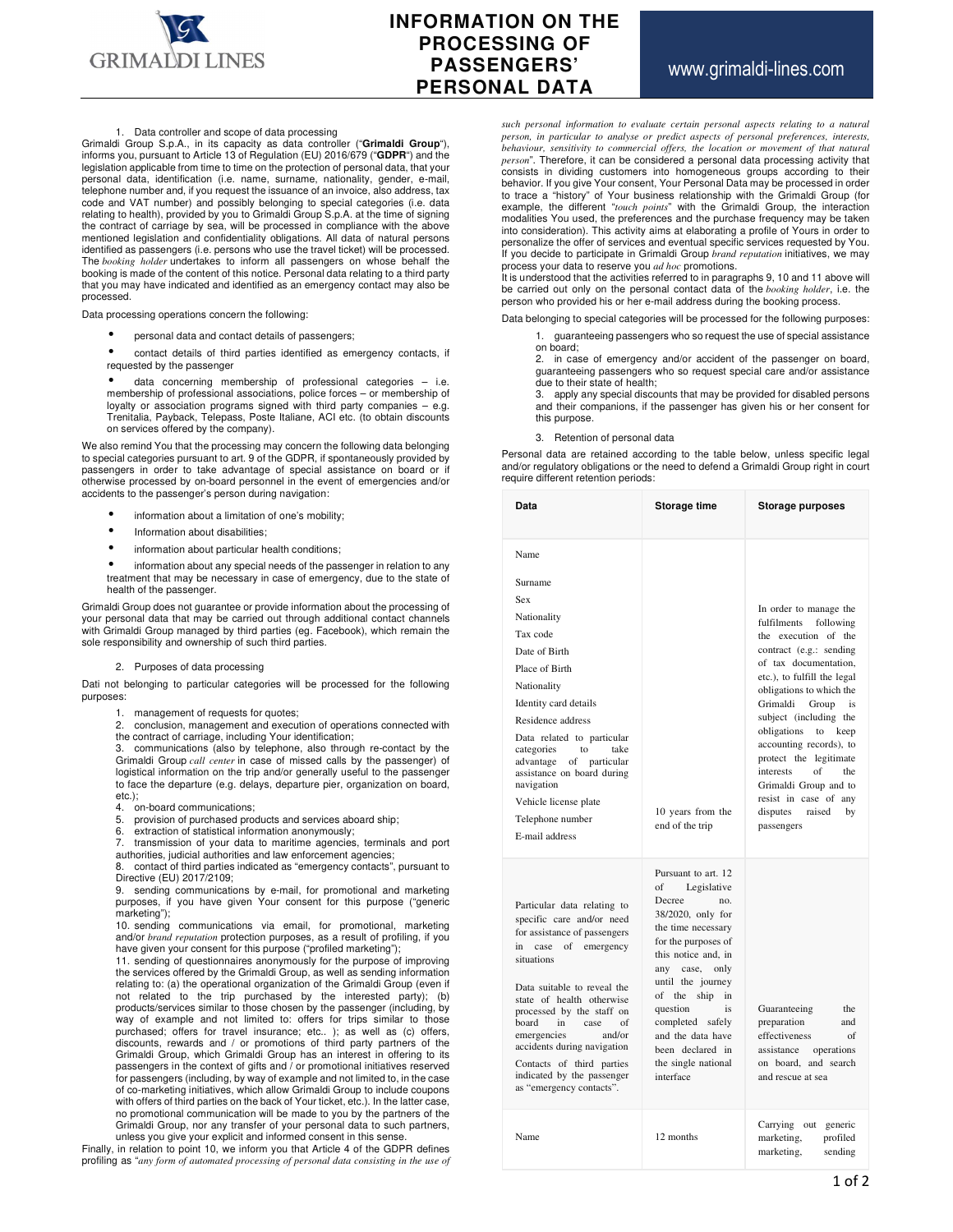# INFORMATION ON THE PROCESSING OF PASSENGERS' PERSONAL DATA

www.grimaldi-lines.com

1. Data controller and scope of data processing

Grimaldi Group S.p.A., in its capacity as data controller ("**Grimaldi Group**"), informs you, pursuant to Article 13 of Regulation (EU) 2016/679 ("**GDPR**") and the legislation applicable from time to time on the protection of personal data, that your personal data, identification (i.e. name, surname, nationality, gender, e-mail, telephone number and, if you request the issuance of an invoice, also address, tax code and VAT number) and possibly belonging to special categories (i.e. data relating to health), provided by you to Grimaldi Group S.p.A. at the time of signing the contract of carriage by sea, will be processed in compliance with the above mentioned legislation and confidentiality obligations. All data of natural persons identified as passengers (i.e. persons who use the travel ticket) will be processed. The *booking holder* undertakes to inform all passengers on whose behalf the booking is made of the content of this notice. Personal data relating to a third party that you may have indicated and identified as an emergency contact may also be processed.

Data processing operations concern the following:

- personal data and contact details of passengers;
- contact details of third parties identified as emergency contacts, if requested by the passenger
- data concerning membership of professional categories – i.e. membership of professional associations, police forces – or membership of loyalty or association programs signed with third party companies – e.g. Trenitalia, Payback, Telepass, Poste Italiane, ACI etc. (to obtain discounts on services offered by the company).

We also remind You that the processing may concern the following data belonging to special categories pursuant to art. 9 of the GDPR, if spontaneously provided by passengers in order to take advantage of special assistance on board or if otherwise processed by on-board personnel in the event of emergencies and/or accidents to the passenger's person during navigation:

- information about a limitation of one's mobility;
- Information about disabilities;
- information about particular health conditions;
- information about any special needs of the passenger in relation to any treatment that may be necessary in case of emergency, due to the state of health of the passenger.

Grimaldi Group does not guarantee or provide information about the processing of your personal data that may be carried out through additional contact channels with Grimaldi Group managed by third parties (eg. Facebook), which remain the sole responsibility and ownership of such third parties.

2. Purposes of data processing

Dati not belonging to particular categories will be processed for the following purposes:

1. management of requests for quotes;
2. conclusion, management and execution of operations connected with the contract of carriage, including Your identification;
3. communications (also by telephone, also through re-contact by the Grimaldi Group *call center* in case of missed calls by the passenger) of logistical information on the trip and/or generally useful to the passenger to face the departure (e.g. delays, departure pier, organization on board, etc.);
4. on-board communications;
5. provision of purchased products and services aboard ship;
6. extraction of statistical information anonymously;
7. transmission of your data to maritime agencies, terminals and port authorities, judicial authorities and law enforcement agencies;
8. contact of third parties indicated as "emergency contacts", pursuant to Directive (EU) 2017/2109;
9. sending communications by e-mail, for promotional and marketing purposes, if you have given Your consent for this purpose ("generic marketing");
10. sending communications via email, for promotional, marketing and/or *brand reputation* protection purposes, as a result of profiling, if you have given your consent for this purpose ("profiled marketing");
11. sending of questionnaires anonymously for the purpose of improving the services offered by the Grimaldi Group, as well as sending information relating to: (a) the operational organization of the Grimaldi Group (even if not related to the trip purchased by the interested party); (b) products/services similar to those chosen by the passenger (including, by way of example and not limited to: offers for trips similar to those purchased; offers for travel insurance; etc.. ); as well as (c) offers, discounts, rewards and / or promotions of third party partners of the Grimaldi Group, which Grimaldi Group has an interest in offering to its passengers in the context of gifts and / or promotional initiatives reserved for passengers (including, by way of example and not limited to, in the case of co-marketing initiatives, which allow Grimaldi Group to include coupons with offers of third parties on the back of Your ticket, etc.). In the latter case, no promotional communication will be made to you by the partners of the Grimaldi Group, nor any transfer of your personal data to such partners, unless you give your explicit and informed consent in this sense.

Finally, in relation to point 10, we inform you that Article 4 of the GDPR defines profiling as "*any form of automated processing of personal data consisting in the use of such personal information to evaluate certain personal aspects relating to a natural person, in particular to analyse or predict aspects of personal preferences, interests, behaviour, sensitivity to commercial offers, the location or movement of that natural person*". Therefore, it can be considered a personal data processing activity that consists in dividing customers into homogeneous groups according to their behavior. If you give Your consent, Your Personal Data may be processed in order to trace a "history" of Your business relationship with the Grimaldi Group (for example, the different "*touch points*" with the Grimaldi Group, the interaction modalities You used, the preferences and the purchase frequency may be taken into consideration). This activity aims at elaborating a profile of Yours in order to personalize the offer of services and eventual specific services requested by You. If you decide to participate in Grimaldi Group *brand reputation* initiatives, we may process your data to reserve you *ad hoc* promotions.

It is understood that the activities referred to in paragraphs 9, 10 and 11 above will be carried out only on the personal contact data of the *booking holder*, i.e. the person who provided his or her e-mail address during the booking process.

Data belonging to special categories will be processed for the following purposes:

1. guaranteeing passengers who so request the use of special assistance on board;
2. in case of emergency and/or accident of the passenger on board, guaranteeing passengers who so request special care and/or assistance due to their state of health;
3. apply any special discounts that may be provided for disabled persons and their companions, if the passenger has given his or her consent for this purpose.

3. Retention of personal data

Personal data are retained according to the table below, unless specific legal and/or regulatory obligations or the need to defend a Grimaldi Group right in court require different retention periods:

| Data | Storage time | Storage purposes |
|---|---|---|
| Name<br>Surname<br>Sex<br>Nationality<br>Tax code<br>Date of Birth<br>Place of Birth<br>Nationality<br>Identity card details<br>Residence address<br>Data related to particular categories to take advantage of particular assistance on board during navigation<br>Vehicle license plate<br>Telephone number<br>E-mail address | 10 years from the end of the trip | In order to manage the fulfilments following the execution of the contract (e.g.: sending of tax documentation, etc.), to fulfill the legal obligations to which the Grimaldi Group is subject (including the obligations to keep accounting records), to protect the legitimate interests of the Grimaldi Group and to resist in case of any disputes raised by passengers |
| Particular data relating to specific care and/or need for assistance of passengers in case of emergency situations<br><br>Data suitable to reveal the state of health otherwise processed by the staff on board in case of emergencies and/or accidents during navigation<br><br>Contacts of third parties indicated by the passenger as "emergency contacts". | Pursuant to art. 12 of Legislative Decree no. 38/2020, only for the time necessary for the purposes of this notice and, in any case, only until the journey of the ship in question is completed safely and the data have been declared in the single national interface | Guaranteeing the preparation and effectiveness of assistance operations on board, and search and rescue at sea |
| Name | 12 months | Carrying out generic marketing, profiled marketing, sending |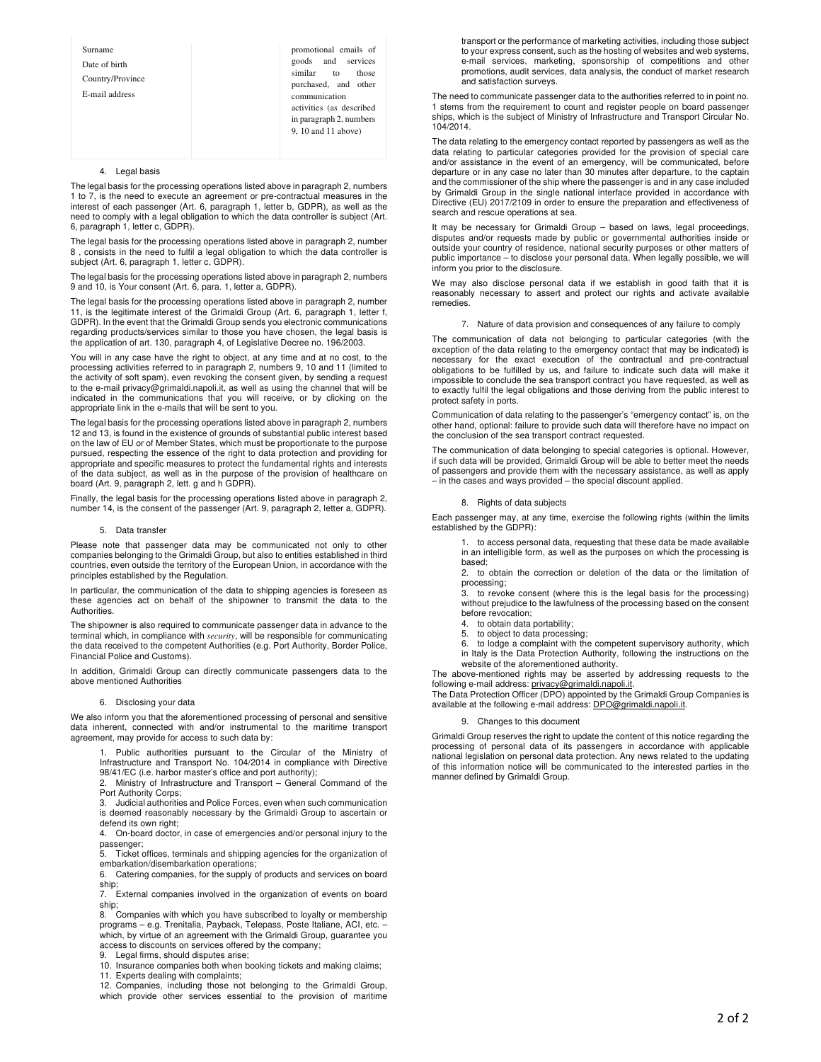| | | |
|---|---|---|
| Surname<br>Date of birth<br>Country/Province<br>E-mail address | | promotional emails of goods and services similar to those purchased, and other communication activities (as described in paragraph 2, numbers 9, 10 and 11 above) |

4. Legal basis

The legal basis for the processing operations listed above in paragraph 2, numbers 1 to 7, is the need to execute an agreement or pre-contractual measures in the interest of each passenger (Art. 6, paragraph 1, letter b, GDPR), as well as the need to comply with a legal obligation to which the data controller is subject (Art. 6, paragraph 1, letter c, GDPR).

The legal basis for the processing operations listed above in paragraph 2, number 8 , consists in the need to fulfil a legal obligation to which the data controller is subject (Art. 6, paragraph 1, letter c, GDPR).

The legal basis for the processing operations listed above in paragraph 2, numbers 9 and 10, is Your consent (Art. 6, para. 1, letter a, GDPR).

The legal basis for the processing operations listed above in paragraph 2, number 11, is the legitimate interest of the Grimaldi Group (Art. 6, paragraph 1, letter f, GDPR). In the event that the Grimaldi Group sends you electronic communications regarding products/services similar to those you have chosen, the legal basis is the application of art. 130, paragraph 4, of Legislative Decree no. 196/2003.

You will in any case have the right to object, at any time and at no cost, to the processing activities referred to in paragraph 2, numbers 9, 10 and 11 (limited to the activity of soft spam), even revoking the consent given, by sending a request to the e-mail privacy@grimaldi.napoli.it, as well as using the channel that will be indicated in the communications that you will receive, or by clicking on the appropriate link in the e-mails that will be sent to you.

The legal basis for the processing operations listed above in paragraph 2, numbers 12 and 13, is found in the existence of grounds of substantial public interest based on the law of EU or of Member States, which must be proportionate to the purpose pursued, respecting the essence of the right to data protection and providing for appropriate and specific measures to protect the fundamental rights and interests of the data subject, as well as in the purpose of the provision of healthcare on board (Art. 9, paragraph 2, lett. g and h GDPR).

Finally, the legal basis for the processing operations listed above in paragraph 2, number 14, is the consent of the passenger (Art. 9, paragraph 2, letter a, GDPR).

5. Data transfer

Please note that passenger data may be communicated not only to other companies belonging to the Grimaldi Group, but also to entities established in third countries, even outside the territory of the European Union, in accordance with the principles established by the Regulation.

In particular, the communication of the data to shipping agencies is foreseen as these agencies act on behalf of the shipowner to transmit the data to the Authorities.

The shipowner is also required to communicate passenger data in advance to the terminal which, in compliance with *security*, will be responsible for communicating the data received to the competent Authorities (e.g. Port Authority, Border Police, Financial Police and Customs).

In addition, Grimaldi Group can directly communicate passengers data to the above mentioned Authorities

6. Disclosing your data

We also inform you that the aforementioned processing of personal and sensitive data inherent, connected with and/or instrumental to the maritime transport agreement, may provide for access to such data by:

1. Public authorities pursuant to the Circular of the Ministry of Infrastructure and Transport No. 104/2014 in compliance with Directive 98/41/EC (i.e. harbor master's office and port authority);
2. Ministry of Infrastructure and Transport – General Command of the Port Authority Corps;
3. Judicial authorities and Police Forces, even when such communication is deemed reasonably necessary by the Grimaldi Group to ascertain or defend its own right;
4. On-board doctor, in case of emergencies and/or personal injury to the passenger;
5. Ticket offices, terminals and shipping agencies for the organization of embarkation/disembarkation operations;
6. Catering companies, for the supply of products and services on board ship;
7. External companies involved in the organization of events on board ship;
8. Companies with which you have subscribed to loyalty or membership programs – e.g. Trenitalia, Payback, Telepass, Poste Italiane, ACI, etc. – which, by virtue of an agreement with the Grimaldi Group, guarantee you access to discounts on services offered by the company;
9. Legal firms, should disputes arise;
10. Insurance companies both when booking tickets and making claims;
11. Experts dealing with complaints;
12. Companies, including those not belonging to the Grimaldi Group, which provide other services essential to the provision of maritime transport or the performance of marketing activities, including those subject to your express consent, such as the hosting of websites and web systems, e-mail services, marketing, sponsorship of competitions and other promotions, audit services, data analysis, the conduct of market research and satisfaction surveys.

The need to communicate passenger data to the authorities referred to in point no. 1 stems from the requirement to count and register people on board passenger ships, which is the subject of Ministry of Infrastructure and Transport Circular No. 104/2014.

The data relating to the emergency contact reported by passengers as well as the data relating to particular categories provided for the provision of special care and/or assistance in the event of an emergency, will be communicated, before departure or in any case no later than 30 minutes after departure, to the captain and the commissioner of the ship where the passenger is and in any case included by Grimaldi Group in the single national interface provided in accordance with Directive (EU) 2017/2109 in order to ensure the preparation and effectiveness of search and rescue operations at sea.

It may be necessary for Grimaldi Group – based on laws, legal proceedings, disputes and/or requests made by public or governmental authorities inside or outside your country of residence, national security purposes or other matters of public importance – to disclose your personal data. When legally possible, we will inform you prior to the disclosure.

We may also disclose personal data if we establish in good faith that it is reasonably necessary to assert and protect our rights and activate available remedies.

7. Nature of data provision and consequences of any failure to comply

The communication of data not belonging to particular categories (with the exception of the data relating to the emergency contact that may be indicated) is necessary for the exact execution of the contractual and pre-contractual obligations to be fulfilled by us, and failure to indicate such data will make it impossible to conclude the sea transport contract you have requested, as well as to exactly fulfil the legal obligations and those deriving from the public interest to protect safety in ports.

Communication of data relating to the passenger's "emergency contact" is, on the other hand, optional: failure to provide such data will therefore have no impact on the conclusion of the sea transport contract requested.

The communication of data belonging to special categories is optional. However, if such data will be provided, Grimaldi Group will be able to better meet the needs of passengers and provide them with the necessary assistance, as well as apply – in the cases and ways provided – the special discount applied.

8. Rights of data subjects

Each passenger may, at any time, exercise the following rights (within the limits established by the GDPR):

1. to access personal data, requesting that these data be made available in an intelligible form, as well as the purposes on which the processing is based;
2. to obtain the correction or deletion of the data or the limitation of processing;
3. to revoke consent (where this is the legal basis for the processing) without prejudice to the lawfulness of the processing based on the consent before revocation;
4. to obtain data portability;
5. to object to data processing;
6. to lodge a complaint with the competent supervisory authority, which in Italy is the Data Protection Authority, following the instructions on the website of the aforementioned authority.

The above-mentioned rights may be asserted by addressing requests to the following e-mail address: privacy@grimaldi.napoli.it.
The Data Protection Officer (DPO) appointed by the Grimaldi Group Companies is available at the following e-mail address: DPO@grimaldi.napoli.it.

9. Changes to this document

Grimaldi Group reserves the right to update the content of this notice regarding the processing of personal data of its passengers in accordance with applicable national legislation on personal data protection. Any news related to the updating of this information notice will be communicated to the interested parties in the manner defined by Grimaldi Group.